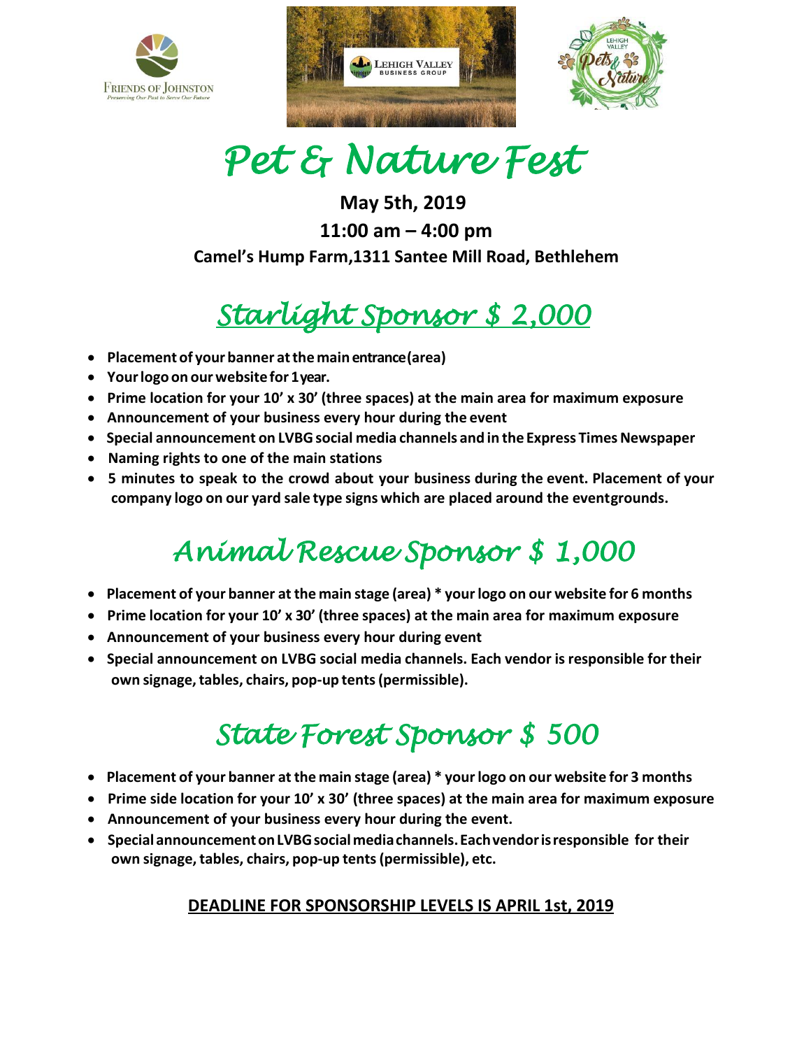# Pet & Nature Fest

**May 5th, 2019**

**11:00 am – 4:00 pm**

**Camel's Hump Farm,1311 Santee Mill Road, Bethlehem**

## Starlight Sponsor $ 2,000

- **Placement of your banner at the main entrance(area)**
- **Your logo on our website for 1year.**
- **Prime location for your 10' x 30' (three spaces) at the main area for maximum exposure**
- **Announcement of your business every hour during the event**
- **Special announcement on LVBG social media channels and in the Express Times Newspaper**
- **Naming rights to one of the main stations**
- **5 minutes to speak to the crowd about your business during the event. Placement of your company logo on our yard sale type signs which are placed around the eventgrounds.**

## Animal Rescue Sponsor $ 1,000

- **Placement of your banner at the main stage (area) * your logo on our website for 6 months**
- **Prime location for your 10' x 30' (three spaces) at the main area for maximum exposure**
- **Announcement of your business every hour during event**
- **Special announcement on LVBG social media channels. Each vendor is responsible for their own signage, tables, chairs, pop-up tents (permissible).**

## State Forest Sponsor $ 500

- **Placement of your banner at the main stage (area) * your logo on our website for 3 months**
- **Prime side location for your 10' x 30' (three spaces) at the main area for maximum exposure**
- **Announcement of your business every hour during the event.**
- **Special announcement on LVBG social media channels. Each vendor is responsible for their own signage, tables, chairs, pop-up tents (permissible), etc.**

**DEADLINE FOR SPONSORSHIP LEVELS IS APRIL 1st, 2019**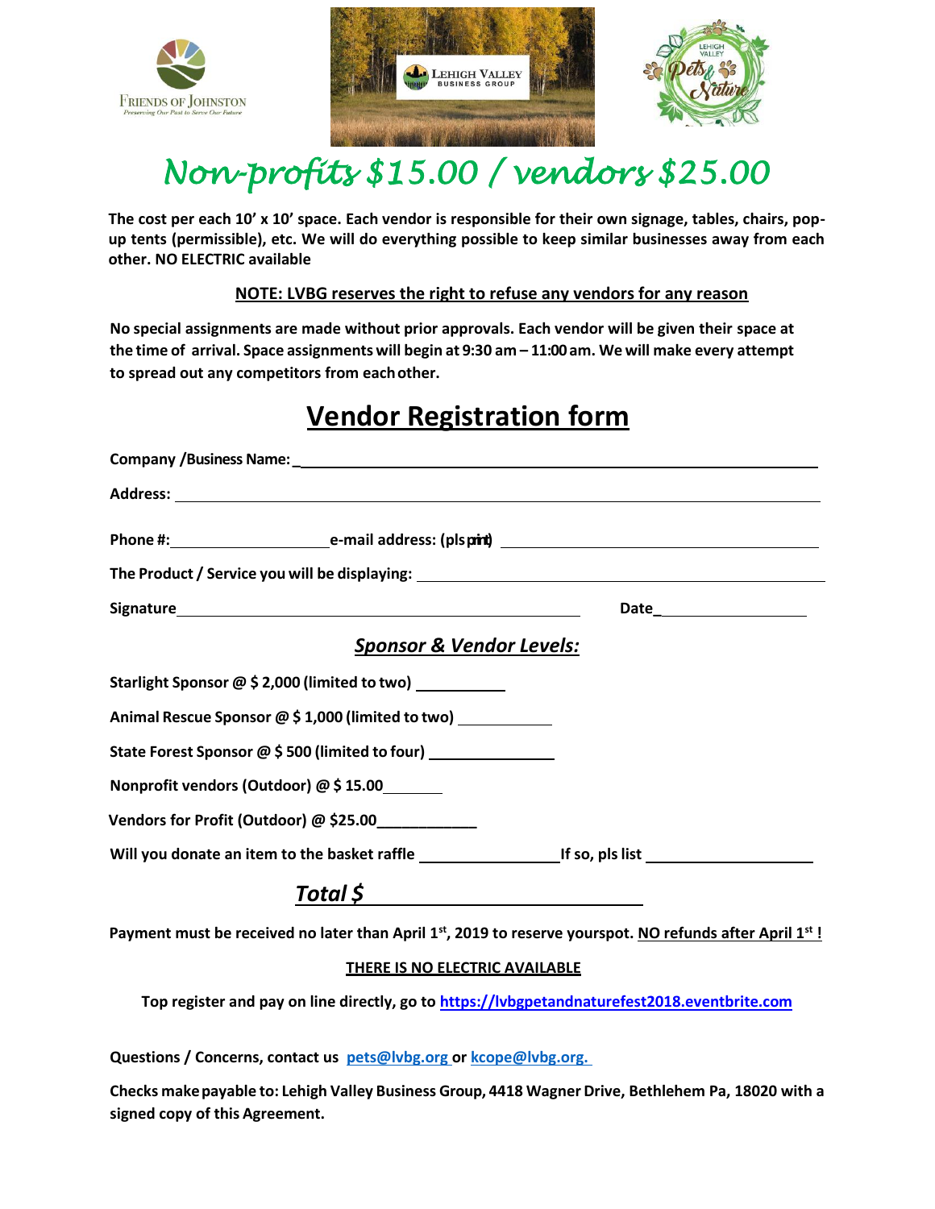# *Non-profits $15.00 / vendors $25.00*

**The cost per each 10' x 10' space. Each vendor is responsible for their own signage, tables, chairs, pop-up tents (permissible), etc. We will do everything possible to keep similar businesses away from each other. NO ELECTRIC available**

**NOTE: LVBG reserves the right to refuse any vendors for any reason**

**No special assignments are made without prior approvals. Each vendor will be given their space at the time of arrival. Space assignments will begin at 9:30 am – 11:00 am. We will make every attempt to spread out any competitors from each other.**

## Vendor Registration form

**Company /Business Name:** _______________________________________________

**Address:** _______________________________________________

**Phone #:** ____________________ **e-mail address: (pls print)** ____________________

**The Product / Service you will be displaying:** _______________________________________________

**Signature** _______________________________________________ **Date** ____________________

### *Sponsor & Vendor Levels:*

**Starlight Sponsor @ $ 2,000 (limited to two)** ____________

**Animal Rescue Sponsor @ $ 1,000 (limited to two)** ____________

**State Forest Sponsor @ $ 500 (limited to four)** ____________

**Nonprofit vendors (Outdoor) @ $ 15.00** ________

**Vendors for Profit (Outdoor) @ $25.00** ____________

**Will you donate an item to the basket raffle** ____________ **If so, pls list** ____________

***Total $*** ____________________________

**Payment must be received no later than April 1st, 2019 to reserve yourspot. NO refunds after April 1st !**

**THERE IS NO ELECTRIC AVAILABLE**

**Top register and pay on line directly, go to https://lvbgpetandnaturefest2018.eventbrite.com**

**Questions / Concerns, contact us pets@lvbg.org or kcope@lvbg.org.**

**Checks make payable to: Lehigh Valley Business Group, 4418 Wagner Drive, Bethlehem Pa, 18020 with a signed copy of this Agreement.**